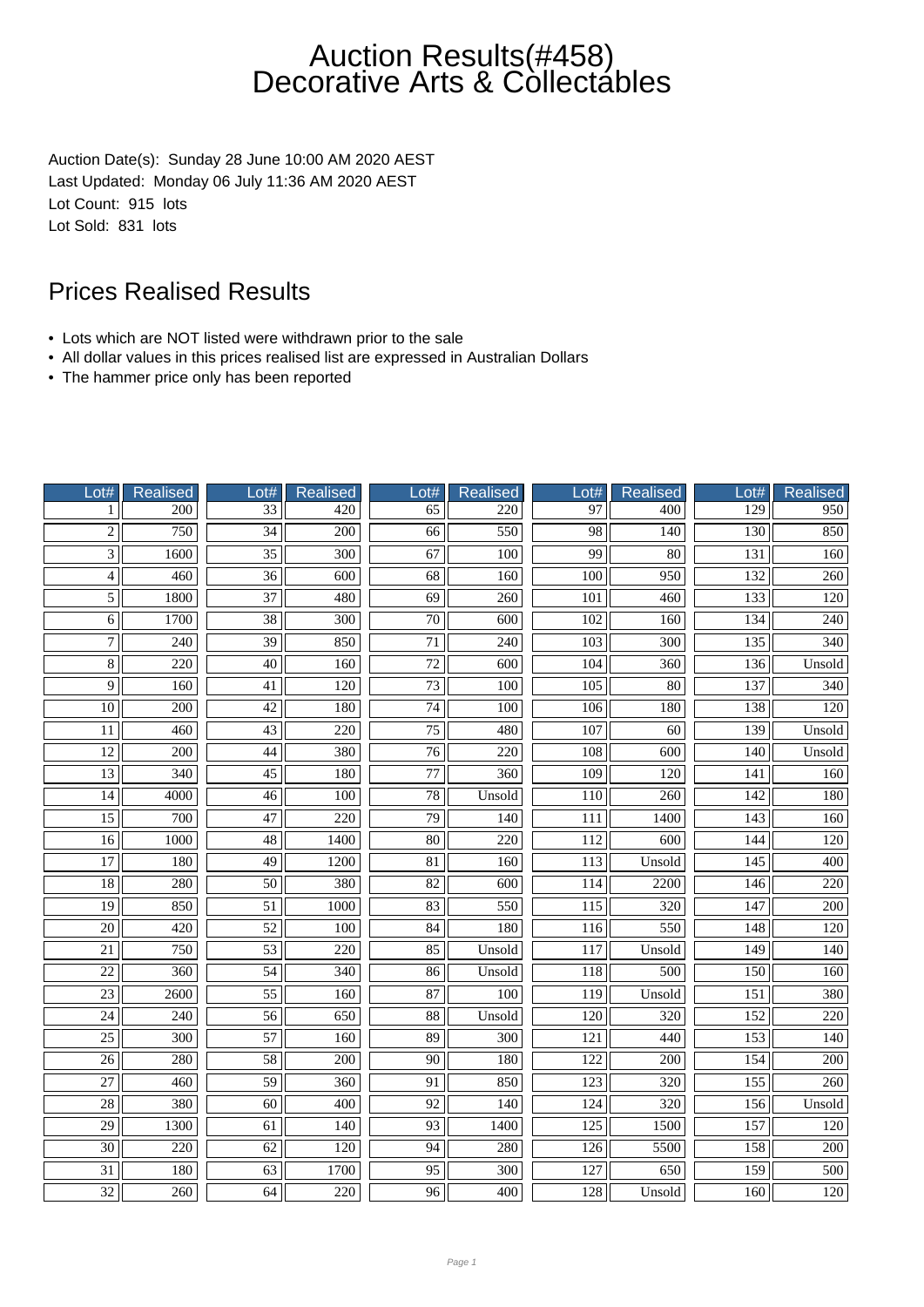# Auction Results(#458)
# Decorative Arts & Collectables

Auction Date(s): Sunday 28 June 10:00 AM 2020 AEST
Last Updated: Monday 06 July 11:36 AM 2020 AEST
Lot Count: 915 lots
Lot Sold: 831 lots

## Prices Realised Results

- Lots which are NOT listed were withdrawn prior to the sale
- All dollar values in this prices realised list are expressed in Australian Dollars
- The hammer price only has been reported

| Lot# | Realised | Lot# | Realised | Lot# | Realised | Lot# | Realised | Lot# | Realised |
|---|---|---|---|---|---|---|---|---|---|
| 1 | 200 | 33 | 420 | 65 | 220 | 97 | 400 | 129 | 950 |
| 2 | 750 | 34 | 200 | 66 | 550 | 98 | 140 | 130 | 850 |
| 3 | 1600 | 35 | 300 | 67 | 100 | 99 | 80 | 131 | 160 |
| 4 | 460 | 36 | 600 | 68 | 160 | 100 | 950 | 132 | 260 |
| 5 | 1800 | 37 | 480 | 69 | 260 | 101 | 460 | 133 | 120 |
| 6 | 1700 | 38 | 300 | 70 | 600 | 102 | 160 | 134 | 240 |
| 7 | 240 | 39 | 850 | 71 | 240 | 103 | 300 | 135 | 340 |
| 8 | 220 | 40 | 160 | 72 | 600 | 104 | 360 | 136 | Unsold |
| 9 | 160 | 41 | 120 | 73 | 100 | 105 | 80 | 137 | 340 |
| 10 | 200 | 42 | 180 | 74 | 100 | 106 | 180 | 138 | 120 |
| 11 | 460 | 43 | 220 | 75 | 480 | 107 | 60 | 139 | Unsold |
| 12 | 200 | 44 | 380 | 76 | 220 | 108 | 600 | 140 | Unsold |
| 13 | 340 | 45 | 180 | 77 | 360 | 109 | 120 | 141 | 160 |
| 14 | 4000 | 46 | 100 | 78 | Unsold | 110 | 260 | 142 | 180 |
| 15 | 700 | 47 | 220 | 79 | 140 | 111 | 1400 | 143 | 160 |
| 16 | 1000 | 48 | 1400 | 80 | 220 | 112 | 600 | 144 | 120 |
| 17 | 180 | 49 | 1200 | 81 | 160 | 113 | Unsold | 145 | 400 |
| 18 | 280 | 50 | 380 | 82 | 600 | 114 | 2200 | 146 | 220 |
| 19 | 850 | 51 | 1000 | 83 | 550 | 115 | 320 | 147 | 200 |
| 20 | 420 | 52 | 100 | 84 | 180 | 116 | 550 | 148 | 120 |
| 21 | 750 | 53 | 220 | 85 | Unsold | 117 | Unsold | 149 | 140 |
| 22 | 360 | 54 | 340 | 86 | Unsold | 118 | 500 | 150 | 160 |
| 23 | 2600 | 55 | 160 | 87 | 100 | 119 | Unsold | 151 | 380 |
| 24 | 240 | 56 | 650 | 88 | Unsold | 120 | 320 | 152 | 220 |
| 25 | 300 | 57 | 160 | 89 | 300 | 121 | 440 | 153 | 140 |
| 26 | 280 | 58 | 200 | 90 | 180 | 122 | 200 | 154 | 200 |
| 27 | 460 | 59 | 360 | 91 | 850 | 123 | 320 | 155 | 260 |
| 28 | 380 | 60 | 400 | 92 | 140 | 124 | 320 | 156 | Unsold |
| 29 | 1300 | 61 | 140 | 93 | 1400 | 125 | 1500 | 157 | 120 |
| 30 | 220 | 62 | 120 | 94 | 280 | 126 | 5500 | 158 | 200 |
| 31 | 180 | 63 | 1700 | 95 | 300 | 127 | 650 | 159 | 500 |
| 32 | 260 | 64 | 220 | 96 | 400 | 128 | Unsold | 160 | 120 |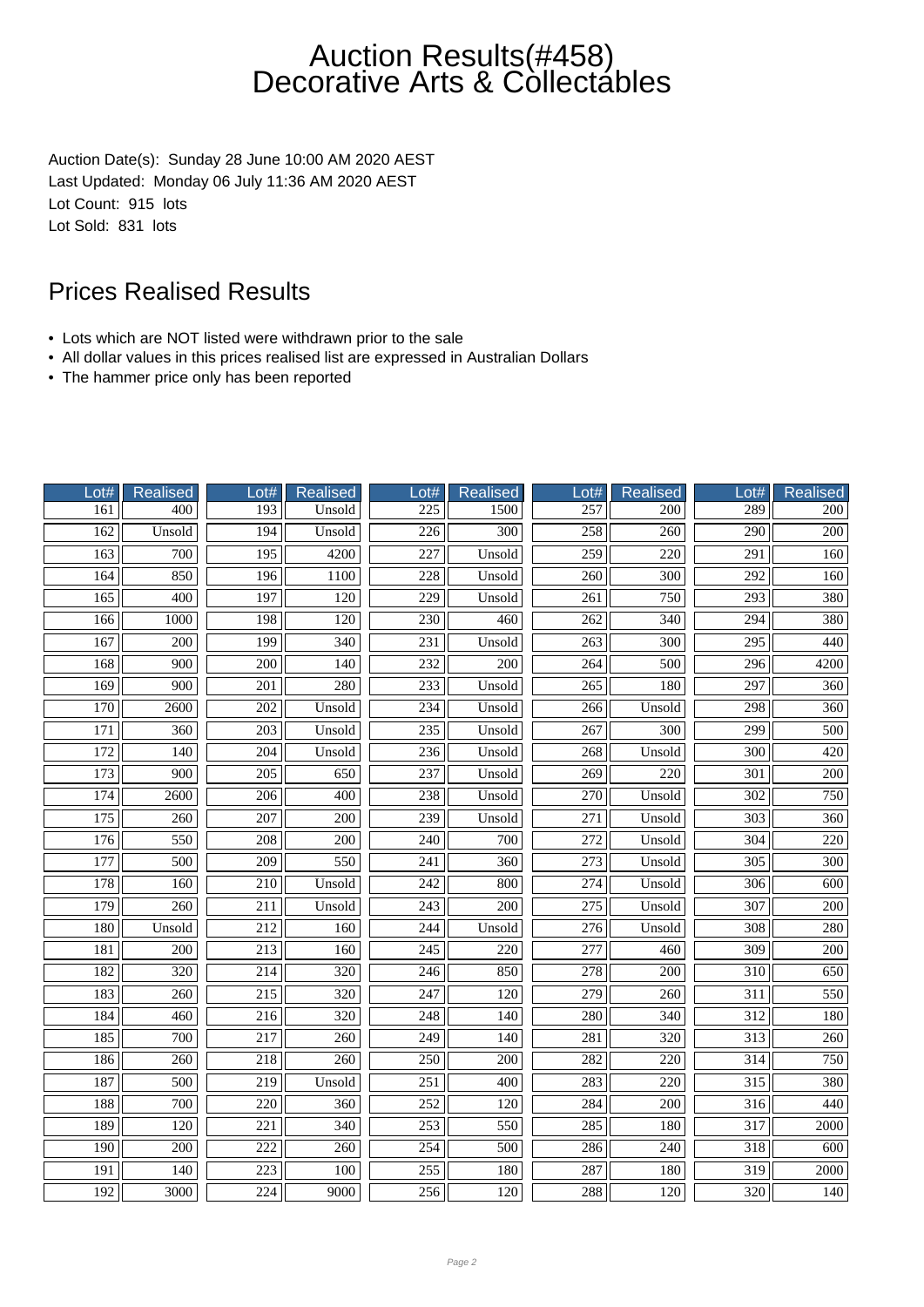# Auction Results(#458) Decorative Arts & Collectables

Auction Date(s): Sunday 28 June 10:00 AM 2020 AEST
Last Updated: Monday 06 July 11:36 AM 2020 AEST
Lot Count: 915 lots
Lot Sold: 831 lots

## Prices Realised Results

- Lots which are NOT listed were withdrawn prior to the sale
- All dollar values in this prices realised list are expressed in Australian Dollars
- The hammer price only has been reported

| Lot# | Realised | Lot# | Realised | Lot# | Realised | Lot# | Realised | Lot# | Realised |
|---|---|---|---|---|---|---|---|---|---|
| 161 | 400 | 193 | Unsold | 225 | 1500 | 257 | 200 | 289 | 200 |
| 162 | Unsold | 194 | Unsold | 226 | 300 | 258 | 260 | 290 | 200 |
| 163 | 700 | 195 | 4200 | 227 | Unsold | 259 | 220 | 291 | 160 |
| 164 | 850 | 196 | 1100 | 228 | Unsold | 260 | 300 | 292 | 160 |
| 165 | 400 | 197 | 120 | 229 | Unsold | 261 | 750 | 293 | 380 |
| 166 | 1000 | 198 | 120 | 230 | 460 | 262 | 340 | 294 | 380 |
| 167 | 200 | 199 | 340 | 231 | Unsold | 263 | 300 | 295 | 440 |
| 168 | 900 | 200 | 140 | 232 | 200 | 264 | 500 | 296 | 4200 |
| 169 | 900 | 201 | 280 | 233 | Unsold | 265 | 180 | 297 | 360 |
| 170 | 2600 | 202 | Unsold | 234 | Unsold | 266 | Unsold | 298 | 360 |
| 171 | 360 | 203 | Unsold | 235 | Unsold | 267 | 300 | 299 | 500 |
| 172 | 140 | 204 | Unsold | 236 | Unsold | 268 | Unsold | 300 | 420 |
| 173 | 900 | 205 | 650 | 237 | Unsold | 269 | 220 | 301 | 200 |
| 174 | 2600 | 206 | 400 | 238 | Unsold | 270 | Unsold | 302 | 750 |
| 175 | 260 | 207 | 200 | 239 | Unsold | 271 | Unsold | 303 | 360 |
| 176 | 550 | 208 | 200 | 240 | 700 | 272 | Unsold | 304 | 220 |
| 177 | 500 | 209 | 550 | 241 | 360 | 273 | Unsold | 305 | 300 |
| 178 | 160 | 210 | Unsold | 242 | 800 | 274 | Unsold | 306 | 600 |
| 179 | 260 | 211 | Unsold | 243 | 200 | 275 | Unsold | 307 | 200 |
| 180 | Unsold | 212 | 160 | 244 | Unsold | 276 | Unsold | 308 | 280 |
| 181 | 200 | 213 | 160 | 245 | 220 | 277 | 460 | 309 | 200 |
| 182 | 320 | 214 | 320 | 246 | 850 | 278 | 200 | 310 | 650 |
| 183 | 260 | 215 | 320 | 247 | 120 | 279 | 260 | 311 | 550 |
| 184 | 460 | 216 | 320 | 248 | 140 | 280 | 340 | 312 | 180 |
| 185 | 700 | 217 | 260 | 249 | 140 | 281 | 320 | 313 | 260 |
| 186 | 260 | 218 | 260 | 250 | 200 | 282 | 220 | 314 | 750 |
| 187 | 500 | 219 | Unsold | 251 | 400 | 283 | 220 | 315 | 380 |
| 188 | 700 | 220 | 360 | 252 | 120 | 284 | 200 | 316 | 440 |
| 189 | 120 | 221 | 340 | 253 | 550 | 285 | 180 | 317 | 2000 |
| 190 | 200 | 222 | 260 | 254 | 500 | 286 | 240 | 318 | 600 |
| 191 | 140 | 223 | 100 | 255 | 180 | 287 | 180 | 319 | 2000 |
| 192 | 3000 | 224 | 9000 | 256 | 120 | 288 | 120 | 320 | 140 |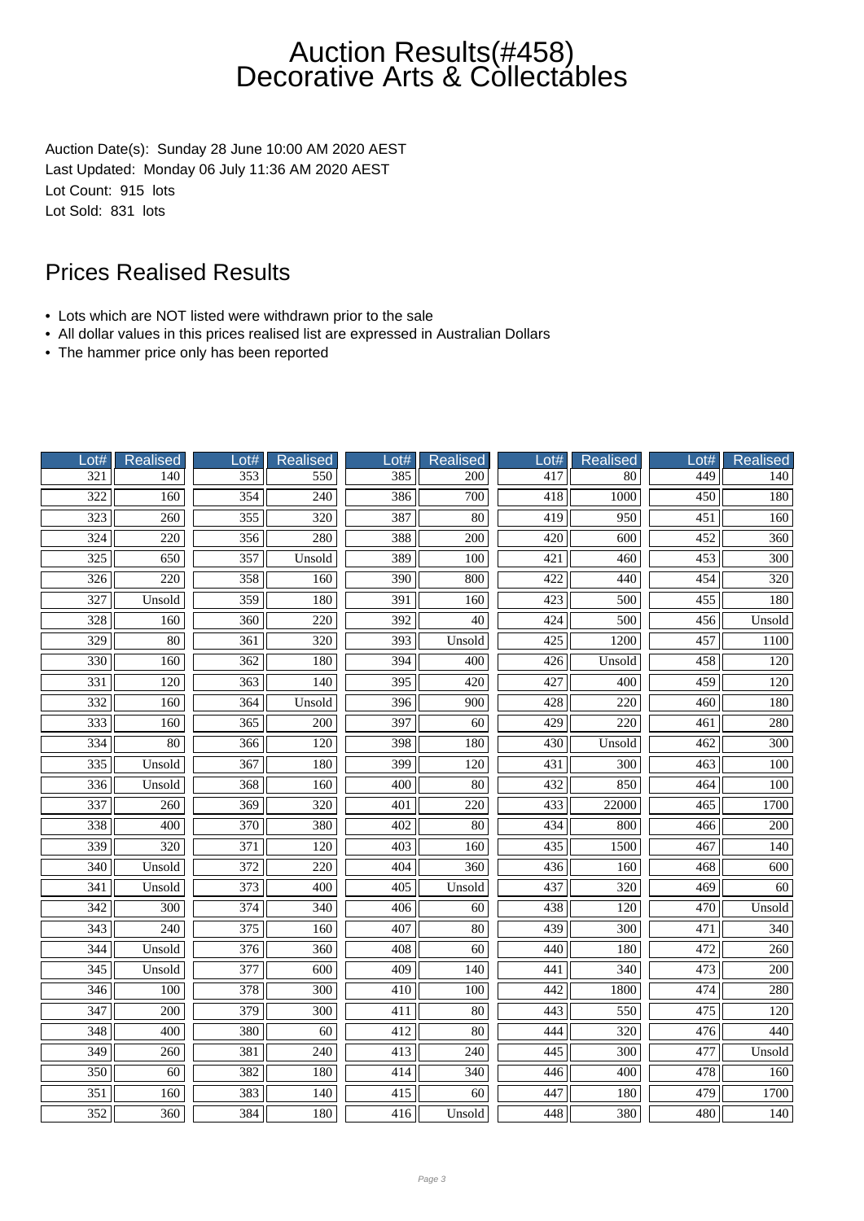# Auction Results(#458)
# Decorative Arts & Collectables

Auction Date(s): Sunday 28 June 10:00 AM 2020 AEST
Last Updated: Monday 06 July 11:36 AM 2020 AEST
Lot Count: 915 lots
Lot Sold: 831 lots

## Prices Realised Results

- Lots which are NOT listed were withdrawn prior to the sale
- All dollar values in this prices realised list are expressed in Australian Dollars
- The hammer price only has been reported

| Lot# | Realised | Lot# | Realised | Lot# | Realised | Lot# | Realised | Lot# | Realised |
|---|---|---|---|---|---|---|---|---|---|
| 321 | 140 | 353 | 550 | 385 | 200 | 417 | 80 | 449 | 140 |
| 322 | 160 | 354 | 240 | 386 | 700 | 418 | 1000 | 450 | 180 |
| 323 | 260 | 355 | 320 | 387 | 80 | 419 | 950 | 451 | 160 |
| 324 | 220 | 356 | 280 | 388 | 200 | 420 | 600 | 452 | 360 |
| 325 | 650 | 357 | Unsold | 389 | 100 | 421 | 460 | 453 | 300 |
| 326 | 220 | 358 | 160 | 390 | 800 | 422 | 440 | 454 | 320 |
| 327 | Unsold | 359 | 180 | 391 | 160 | 423 | 500 | 455 | 180 |
| 328 | 160 | 360 | 220 | 392 | 40 | 424 | 500 | 456 | Unsold |
| 329 | 80 | 361 | 320 | 393 | Unsold | 425 | 1200 | 457 | 1100 |
| 330 | 160 | 362 | 180 | 394 | 400 | 426 | Unsold | 458 | 120 |
| 331 | 120 | 363 | 140 | 395 | 420 | 427 | 400 | 459 | 120 |
| 332 | 160 | 364 | Unsold | 396 | 900 | 428 | 220 | 460 | 180 |
| 333 | 160 | 365 | 200 | 397 | 60 | 429 | 220 | 461 | 280 |
| 334 | 80 | 366 | 120 | 398 | 180 | 430 | Unsold | 462 | 300 |
| 335 | Unsold | 367 | 180 | 399 | 120 | 431 | 300 | 463 | 100 |
| 336 | Unsold | 368 | 160 | 400 | 80 | 432 | 850 | 464 | 100 |
| 337 | 260 | 369 | 320 | 401 | 220 | 433 | 22000 | 465 | 1700 |
| 338 | 400 | 370 | 380 | 402 | 80 | 434 | 800 | 466 | 200 |
| 339 | 320 | 371 | 120 | 403 | 160 | 435 | 1500 | 467 | 140 |
| 340 | Unsold | 372 | 220 | 404 | 360 | 436 | 160 | 468 | 600 |
| 341 | Unsold | 373 | 400 | 405 | Unsold | 437 | 320 | 469 | 60 |
| 342 | 300 | 374 | 340 | 406 | 60 | 438 | 120 | 470 | Unsold |
| 343 | 240 | 375 | 160 | 407 | 80 | 439 | 300 | 471 | 340 |
| 344 | Unsold | 376 | 360 | 408 | 60 | 440 | 180 | 472 | 260 |
| 345 | Unsold | 377 | 600 | 409 | 140 | 441 | 340 | 473 | 200 |
| 346 | 100 | 378 | 300 | 410 | 100 | 442 | 1800 | 474 | 280 |
| 347 | 200 | 379 | 300 | 411 | 80 | 443 | 550 | 475 | 120 |
| 348 | 400 | 380 | 60 | 412 | 80 | 444 | 320 | 476 | 440 |
| 349 | 260 | 381 | 240 | 413 | 240 | 445 | 300 | 477 | Unsold |
| 350 | 60 | 382 | 180 | 414 | 340 | 446 | 400 | 478 | 160 |
| 351 | 160 | 383 | 140 | 415 | 60 | 447 | 180 | 479 | 1700 |
| 352 | 360 | 384 | 180 | 416 | Unsold | 448 | 380 | 480 | 140 |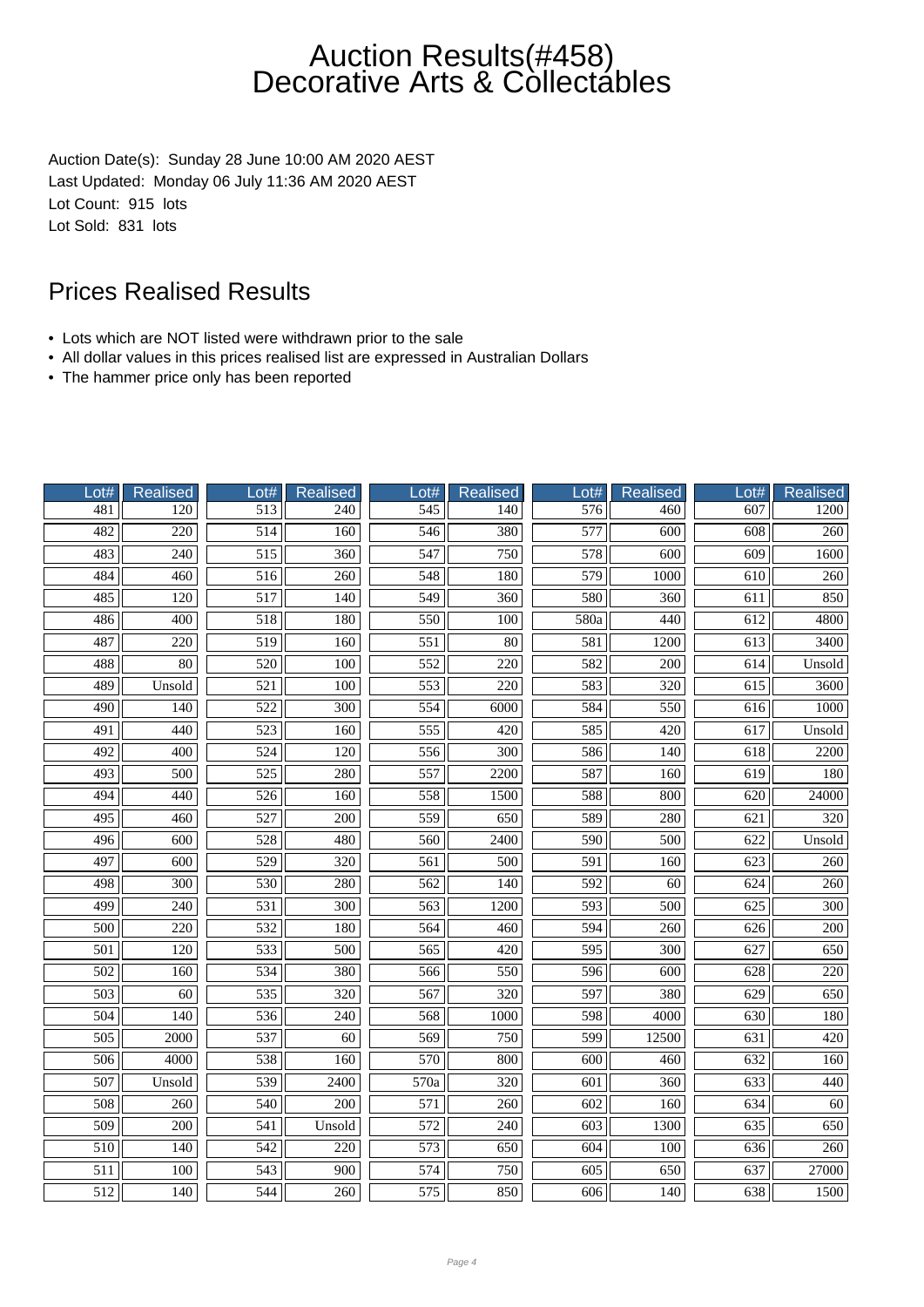# Auction Results(#458) Decorative Arts & Collectables

Auction Date(s): Sunday 28 June 10:00 AM 2020 AEST
Last Updated: Monday 06 July 11:36 AM 2020 AEST
Lot Count: 915 lots
Lot Sold: 831 lots

## Prices Realised Results

- Lots which are NOT listed were withdrawn prior to the sale
- All dollar values in this prices realised list are expressed in Australian Dollars
- The hammer price only has been reported

| Lot# | Realised | Lot# | Realised | Lot# | Realised | Lot# | Realised | Lot# | Realised |
|---|---|---|---|---|---|---|---|---|---|
| 481 | 120 | 513 | 240 | 545 | 140 | 576 | 460 | 607 | 1200 |
| 482 | 220 | 514 | 160 | 546 | 380 | 577 | 600 | 608 | 260 |
| 483 | 240 | 515 | 360 | 547 | 750 | 578 | 600 | 609 | 1600 |
| 484 | 460 | 516 | 260 | 548 | 180 | 579 | 1000 | 610 | 260 |
| 485 | 120 | 517 | 140 | 549 | 360 | 580 | 360 | 611 | 850 |
| 486 | 400 | 518 | 180 | 550 | 100 | 580a | 440 | 612 | 4800 |
| 487 | 220 | 519 | 160 | 551 | 80 | 581 | 1200 | 613 | 3400 |
| 488 | 80 | 520 | 100 | 552 | 220 | 582 | 200 | 614 | Unsold |
| 489 | Unsold | 521 | 100 | 553 | 220 | 583 | 320 | 615 | 3600 |
| 490 | 140 | 522 | 300 | 554 | 6000 | 584 | 550 | 616 | 1000 |
| 491 | 440 | 523 | 160 | 555 | 420 | 585 | 420 | 617 | Unsold |
| 492 | 400 | 524 | 120 | 556 | 300 | 586 | 140 | 618 | 2200 |
| 493 | 500 | 525 | 280 | 557 | 2200 | 587 | 160 | 619 | 180 |
| 494 | 440 | 526 | 160 | 558 | 1500 | 588 | 800 | 620 | 24000 |
| 495 | 460 | 527 | 200 | 559 | 650 | 589 | 280 | 621 | 320 |
| 496 | 600 | 528 | 480 | 560 | 2400 | 590 | 500 | 622 | Unsold |
| 497 | 600 | 529 | 320 | 561 | 500 | 591 | 160 | 623 | 260 |
| 498 | 300 | 530 | 280 | 562 | 140 | 592 | 60 | 624 | 260 |
| 499 | 240 | 531 | 300 | 563 | 1200 | 593 | 500 | 625 | 300 |
| 500 | 220 | 532 | 180 | 564 | 460 | 594 | 260 | 626 | 200 |
| 501 | 120 | 533 | 500 | 565 | 420 | 595 | 300 | 627 | 650 |
| 502 | 160 | 534 | 380 | 566 | 550 | 596 | 600 | 628 | 220 |
| 503 | 60 | 535 | 320 | 567 | 320 | 597 | 380 | 629 | 650 |
| 504 | 140 | 536 | 240 | 568 | 1000 | 598 | 4000 | 630 | 180 |
| 505 | 2000 | 537 | 60 | 569 | 750 | 599 | 12500 | 631 | 420 |
| 506 | 4000 | 538 | 160 | 570 | 800 | 600 | 460 | 632 | 160 |
| 507 | Unsold | 539 | 2400 | 570a | 320 | 601 | 360 | 633 | 440 |
| 508 | 260 | 540 | 200 | 571 | 260 | 602 | 160 | 634 | 60 |
| 509 | 200 | 541 | Unsold | 572 | 240 | 603 | 1300 | 635 | 650 |
| 510 | 140 | 542 | 220 | 573 | 650 | 604 | 100 | 636 | 260 |
| 511 | 100 | 543 | 900 | 574 | 750 | 605 | 650 | 637 | 27000 |
| 512 | 140 | 544 | 260 | 575 | 850 | 606 | 140 | 638 | 1500 |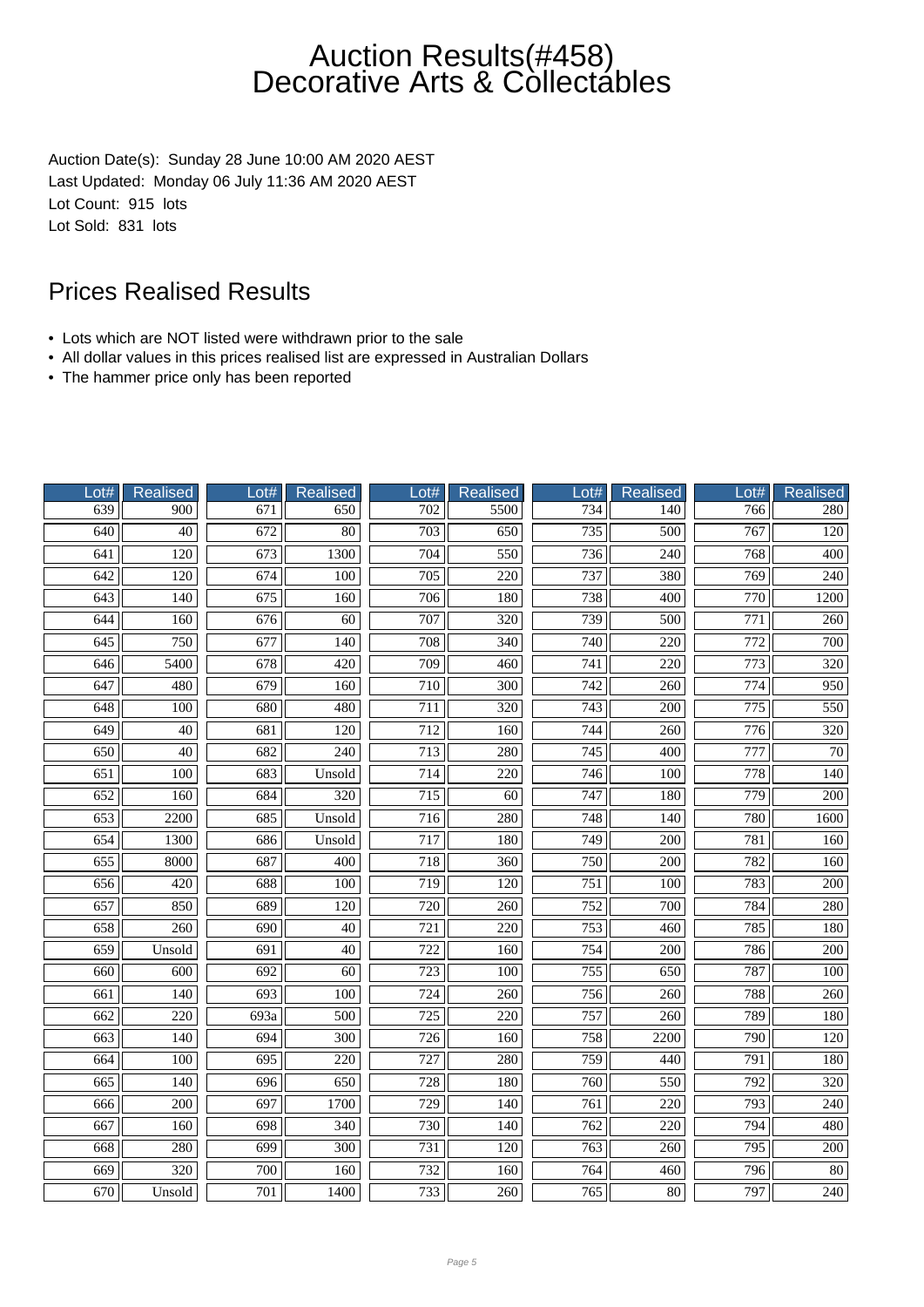# Auction Results(#458)
# Decorative Arts & Collectables

Auction Date(s): Sunday 28 June 10:00 AM 2020 AEST
Last Updated: Monday 06 July 11:36 AM 2020 AEST
Lot Count: 915 lots
Lot Sold: 831 lots

## Prices Realised Results

- Lots which are NOT listed were withdrawn prior to the sale
- All dollar values in this prices realised list are expressed in Australian Dollars
- The hammer price only has been reported

| Lot# | Realised | Lot# | Realised | Lot# | Realised | Lot# | Realised | Lot# | Realised |
|---|---|---|---|---|---|---|---|---|---|
| 639 | 900 | 671 | 650 | 702 | 5500 | 734 | 140 | 766 | 280 |
| 640 | 40 | 672 | 80 | 703 | 650 | 735 | 500 | 767 | 120 |
| 641 | 120 | 673 | 1300 | 704 | 550 | 736 | 240 | 768 | 400 |
| 642 | 120 | 674 | 100 | 705 | 220 | 737 | 380 | 769 | 240 |
| 643 | 140 | 675 | 160 | 706 | 180 | 738 | 400 | 770 | 1200 |
| 644 | 160 | 676 | 60 | 707 | 320 | 739 | 500 | 771 | 260 |
| 645 | 750 | 677 | 140 | 708 | 340 | 740 | 220 | 772 | 700 |
| 646 | 5400 | 678 | 420 | 709 | 460 | 741 | 220 | 773 | 320 |
| 647 | 480 | 679 | 160 | 710 | 300 | 742 | 260 | 774 | 950 |
| 648 | 100 | 680 | 480 | 711 | 320 | 743 | 200 | 775 | 550 |
| 649 | 40 | 681 | 120 | 712 | 160 | 744 | 260 | 776 | 320 |
| 650 | 40 | 682 | 240 | 713 | 280 | 745 | 400 | 777 | 70 |
| 651 | 100 | 683 | Unsold | 714 | 220 | 746 | 100 | 778 | 140 |
| 652 | 160 | 684 | 320 | 715 | 60 | 747 | 180 | 779 | 200 |
| 653 | 2200 | 685 | Unsold | 716 | 280 | 748 | 140 | 780 | 1600 |
| 654 | 1300 | 686 | Unsold | 717 | 180 | 749 | 200 | 781 | 160 |
| 655 | 8000 | 687 | 400 | 718 | 360 | 750 | 200 | 782 | 160 |
| 656 | 420 | 688 | 100 | 719 | 120 | 751 | 100 | 783 | 200 |
| 657 | 850 | 689 | 120 | 720 | 260 | 752 | 700 | 784 | 280 |
| 658 | 260 | 690 | 40 | 721 | 220 | 753 | 460 | 785 | 180 |
| 659 | Unsold | 691 | 40 | 722 | 160 | 754 | 200 | 786 | 200 |
| 660 | 600 | 692 | 60 | 723 | 100 | 755 | 650 | 787 | 100 |
| 661 | 140 | 693 | 100 | 724 | 260 | 756 | 260 | 788 | 260 |
| 662 | 220 | 693a | 500 | 725 | 220 | 757 | 260 | 789 | 180 |
| 663 | 140 | 694 | 300 | 726 | 160 | 758 | 2200 | 790 | 120 |
| 664 | 100 | 695 | 220 | 727 | 280 | 759 | 440 | 791 | 180 |
| 665 | 140 | 696 | 650 | 728 | 180 | 760 | 550 | 792 | 320 |
| 666 | 200 | 697 | 1700 | 729 | 140 | 761 | 220 | 793 | 240 |
| 667 | 160 | 698 | 340 | 730 | 140 | 762 | 220 | 794 | 480 |
| 668 | 280 | 699 | 300 | 731 | 120 | 763 | 260 | 795 | 200 |
| 669 | 320 | 700 | 160 | 732 | 160 | 764 | 460 | 796 | 80 |
| 670 | Unsold | 701 | 1400 | 733 | 260 | 765 | 80 | 797 | 240 |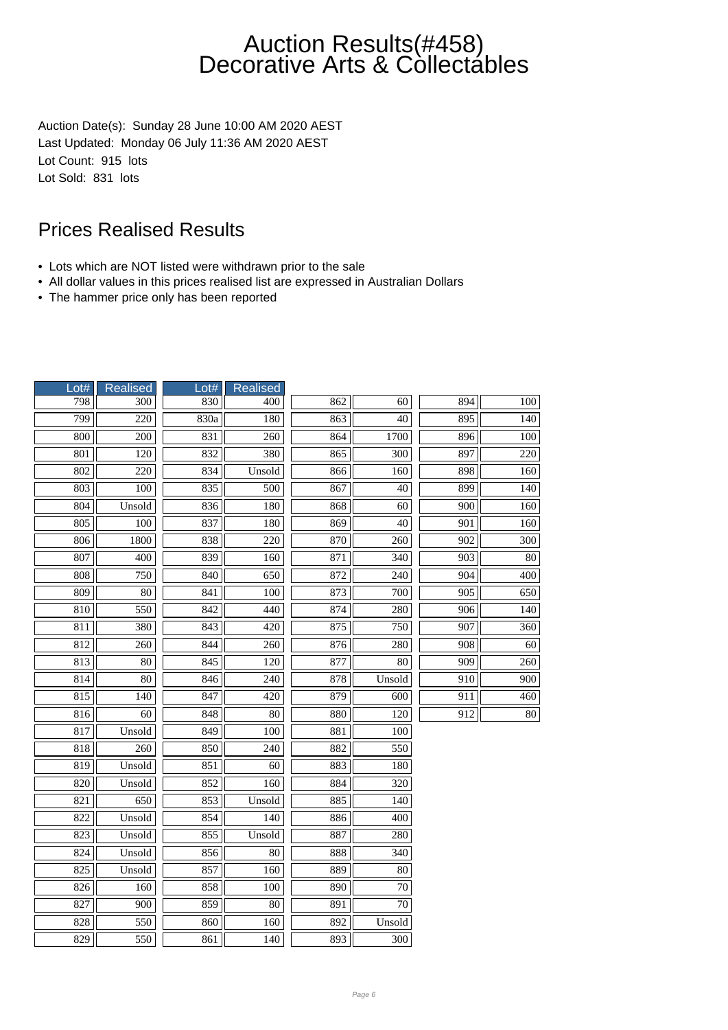# Auction Results(#458) Decorative Arts & Collectables

Auction Date(s): Sunday 28 June 10:00 AM 2020 AEST
Last Updated: Monday 06 July 11:36 AM 2020 AEST
Lot Count: 915 lots
Lot Sold: 831 lots

## Prices Realised Results

- Lots which are NOT listed were withdrawn prior to the sale
- All dollar values in this prices realised list are expressed in Australian Dollars
- The hammer price only has been reported

| Lot# | Realised | Lot# | Realised | Lot# | Realised | Lot# | Realised |
|---|---|---|---|---|---|---|---|
| 798 | 300 | 830 | 400 | 862 | 60 | 894 | 100 |
| 799 | 220 | 830a | 180 | 863 | 40 | 895 | 140 |
| 800 | 200 | 831 | 260 | 864 | 1700 | 896 | 100 |
| 801 | 120 | 832 | 380 | 865 | 300 | 897 | 220 |
| 802 | 220 | 834 | Unsold | 866 | 160 | 898 | 160 |
| 803 | 100 | 835 | 500 | 867 | 40 | 899 | 140 |
| 804 | Unsold | 836 | 180 | 868 | 60 | 900 | 160 |
| 805 | 100 | 837 | 180 | 869 | 40 | 901 | 160 |
| 806 | 1800 | 838 | 220 | 870 | 260 | 902 | 300 |
| 807 | 400 | 839 | 160 | 871 | 340 | 903 | 80 |
| 808 | 750 | 840 | 650 | 872 | 240 | 904 | 400 |
| 809 | 80 | 841 | 100 | 873 | 700 | 905 | 650 |
| 810 | 550 | 842 | 440 | 874 | 280 | 906 | 140 |
| 811 | 380 | 843 | 420 | 875 | 750 | 907 | 360 |
| 812 | 260 | 844 | 260 | 876 | 280 | 908 | 60 |
| 813 | 80 | 845 | 120 | 877 | 80 | 909 | 260 |
| 814 | 80 | 846 | 240 | 878 | Unsold | 910 | 900 |
| 815 | 140 | 847 | 420 | 879 | 600 | 911 | 460 |
| 816 | 60 | 848 | 80 | 880 | 120 | 912 | 80 |
| 817 | Unsold | 849 | 100 | 881 | 100 | | |
| 818 | 260 | 850 | 240 | 882 | 550 | | |
| 819 | Unsold | 851 | 60 | 883 | 180 | | |
| 820 | Unsold | 852 | 160 | 884 | 320 | | |
| 821 | 650 | 853 | Unsold | 885 | 140 | | |
| 822 | Unsold | 854 | 140 | 886 | 400 | | |
| 823 | Unsold | 855 | Unsold | 887 | 280 | | |
| 824 | Unsold | 856 | 80 | 888 | 340 | | |
| 825 | Unsold | 857 | 160 | 889 | 80 | | |
| 826 | 160 | 858 | 100 | 890 | 70 | | |
| 827 | 900 | 859 | 80 | 891 | 70 | | |
| 828 | 550 | 860 | 160 | 892 | Unsold | | |
| 829 | 550 | 861 | 140 | 893 | 300 | | |